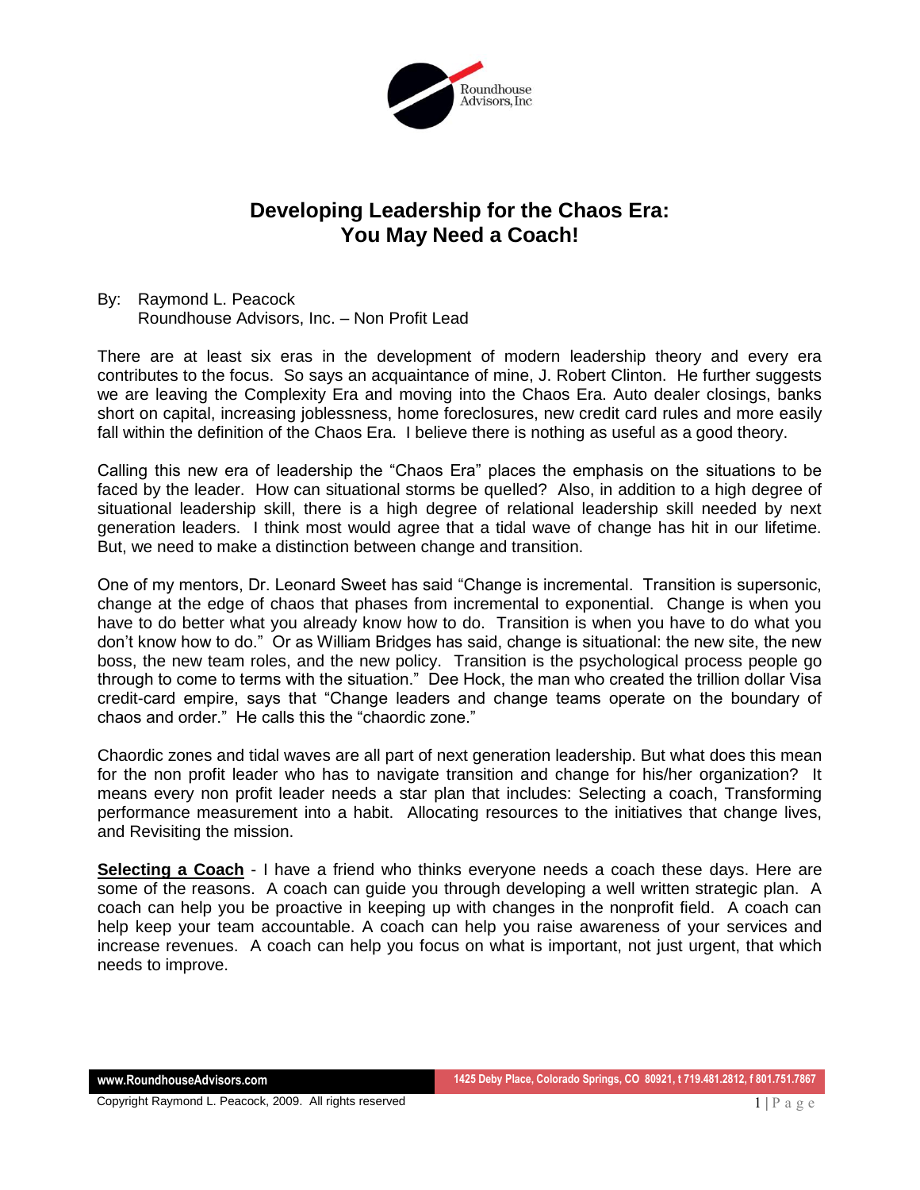Roundhouse Advisors, Inc

# Developing Leadership for the Chaos Era: You May Need a Coach!

By: Raymond L. Peacock
Roundhouse Advisors, Inc. – Non Profit Lead

There are at least six eras in the development of modern leadership theory and every era contributes to the focus. So says an acquaintance of mine, J. Robert Clinton. He further suggests we are leaving the Complexity Era and moving into the Chaos Era. Auto dealer closings, banks short on capital, increasing joblessness, home foreclosures, new credit card rules and more easily fall within the definition of the Chaos Era. I believe there is nothing as useful as a good theory.

Calling this new era of leadership the "Chaos Era" places the emphasis on the situations to be faced by the leader. How can situational storms be quelled? Also, in addition to a high degree of situational leadership skill, there is a high degree of relational leadership skill needed by next generation leaders. I think most would agree that a tidal wave of change has hit in our lifetime. But, we need to make a distinction between change and transition.

One of my mentors, Dr. Leonard Sweet has said "Change is incremental. Transition is supersonic, change at the edge of chaos that phases from incremental to exponential. Change is when you have to do better what you already know how to do. Transition is when you have to do what you don't know how to do." Or as William Bridges has said, change is situational: the new site, the new boss, the new team roles, and the new policy. Transition is the psychological process people go through to come to terms with the situation." Dee Hock, the man who created the trillion dollar Visa credit-card empire, says that "Change leaders and change teams operate on the boundary of chaos and order." He calls this the "chaordic zone."

Chaordic zones and tidal waves are all part of next generation leadership. But what does this mean for the non profit leader who has to navigate transition and change for his/her organization? It means every non profit leader needs a star plan that includes: Selecting a coach, Transforming performance measurement into a habit. Allocating resources to the initiatives that change lives, and Revisiting the mission.

**Selecting a Coach** - I have a friend who thinks everyone needs a coach these days. Here are some of the reasons. A coach can guide you through developing a well written strategic plan. A coach can help you be proactive in keeping up with changes in the nonprofit field. A coach can help keep your team accountable. A coach can help you raise awareness of your services and increase revenues. A coach can help you focus on what is important, not just urgent, that which needs to improve.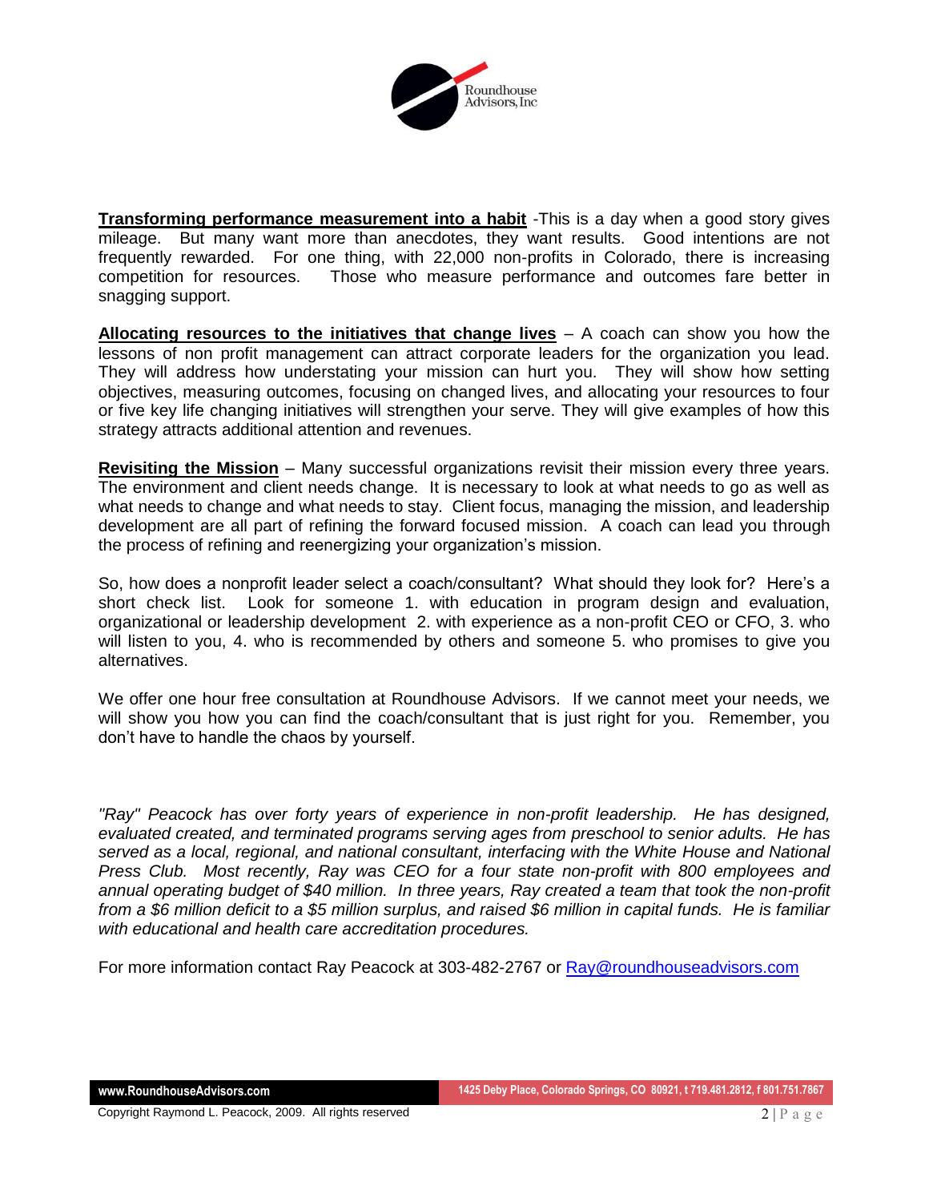**Transforming performance measurement into a habit** -This is a day when a good story gives mileage. But many want more than anecdotes, they want results. Good intentions are not frequently rewarded. For one thing, with 22,000 non-profits in Colorado, there is increasing competition for resources. Those who measure performance and outcomes fare better in snagging support.

**Allocating resources to the initiatives that change lives** – A coach can show you how the lessons of non profit management can attract corporate leaders for the organization you lead. They will address how understating your mission can hurt you. They will show how setting objectives, measuring outcomes, focusing on changed lives, and allocating your resources to four or five key life changing initiatives will strengthen your serve. They will give examples of how this strategy attracts additional attention and revenues.

**Revisiting the Mission** – Many successful organizations revisit their mission every three years. The environment and client needs change. It is necessary to look at what needs to go as well as what needs to change and what needs to stay. Client focus, managing the mission, and leadership development are all part of refining the forward focused mission. A coach can lead you through the process of refining and reenergizing your organization's mission.

So, how does a nonprofit leader select a coach/consultant? What should they look for? Here's a short check list. Look for someone 1. with education in program design and evaluation, organizational or leadership development 2. with experience as a non-profit CEO or CFO, 3. who will listen to you, 4. who is recommended by others and someone 5. who promises to give you alternatives.

We offer one hour free consultation at Roundhouse Advisors. If we cannot meet your needs, we will show you how you can find the coach/consultant that is just right for you. Remember, you don't have to handle the chaos by yourself.

*"Ray" Peacock has over forty years of experience in non-profit leadership. He has designed, evaluated created, and terminated programs serving ages from preschool to senior adults. He has served as a local, regional, and national consultant, interfacing with the White House and National Press Club. Most recently, Ray was CEO for a four state non-profit with 800 employees and annual operating budget of $40 million. In three years, Ray created a team that took the non-profit from a $6 million deficit to a $5 million surplus, and raised $6 million in capital funds. He is familiar with educational and health care accreditation procedures.*

For more information contact Ray Peacock at 303-482-2767 or Ray@roundhouseadvisors.com